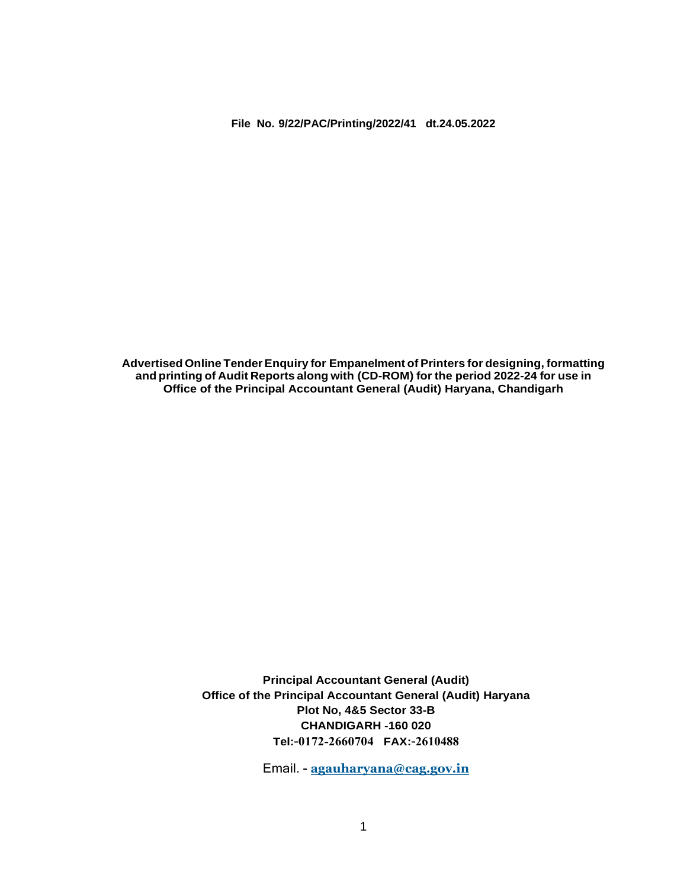**File No. 9/22/PAC/Printing/2022/41 dt.24.05.2022**

# Advertised Online Tender Enquiry for Empanelment of Printers for designing, formatting and printing of Audit Reports along with (CD-ROM) for the period 2022-24 for use in Office of the Principal Accountant General (Audit) Haryana, Chandigarh

**Principal Accountant General (Audit)**
**Office of the Principal Accountant General (Audit) Haryana**
**Plot No, 4&5 Sector 33-B**
**CHANDIGARH -160 020**
**Tel:-0172-2660704 FAX:-2610488**

Email. - **agauharyana@cag.gov.in**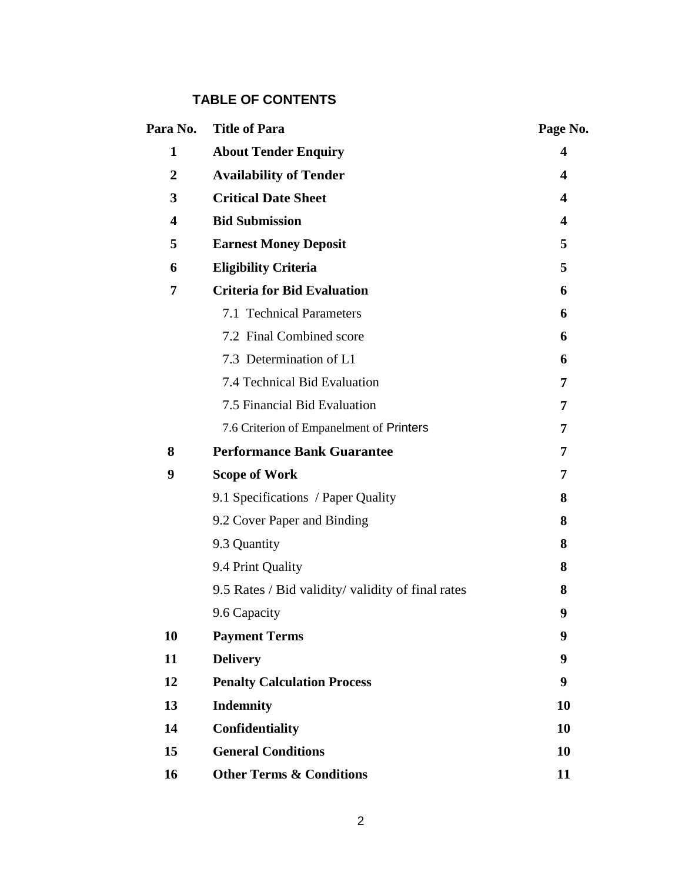## TABLE OF CONTENTS

| Para No. | Title of Para | Page No. |
|---|---|---|
| 1 | **About Tender Enquiry** | 4 |
| 2 | **Availability of Tender** | 4 |
| 3 | **Critical Date Sheet** | 4 |
| 4 | **Bid Submission** | 4 |
| 5 | **Earnest Money Deposit** | 5 |
| 6 | **Eligibility Criteria** | 5 |
| 7 | **Criteria for Bid Evaluation** | 6 |
| | 7.1 Technical Parameters | 6 |
| | 7.2 Final Combined score | 6 |
| | 7.3 Determination of L1 | 6 |
| | 7.4 Technical Bid Evaluation | 7 |
| | 7.5 Financial Bid Evaluation | 7 |
| | 7.6 Criterion of Empanelment of Printers | 7 |
| 8 | **Performance Bank Guarantee** | 7 |
| 9 | **Scope of Work** | 7 |
| | 9.1 Specifications / Paper Quality | 8 |
| | 9.2 Cover Paper and Binding | 8 |
| | 9.3 Quantity | 8 |
| | 9.4 Print Quality | 8 |
| | 9.5 Rates / Bid validity/ validity of final rates | 8 |
| | 9.6 Capacity | 9 |
| 10 | **Payment Terms** | 9 |
| 11 | **Delivery** | 9 |
| 12 | **Penalty Calculation Process** | 9 |
| 13 | **Indemnity** | 10 |
| 14 | **Confidentiality** | 10 |
| 15 | **General Conditions** | 10 |
| 16 | **Other Terms & Conditions** | 11 |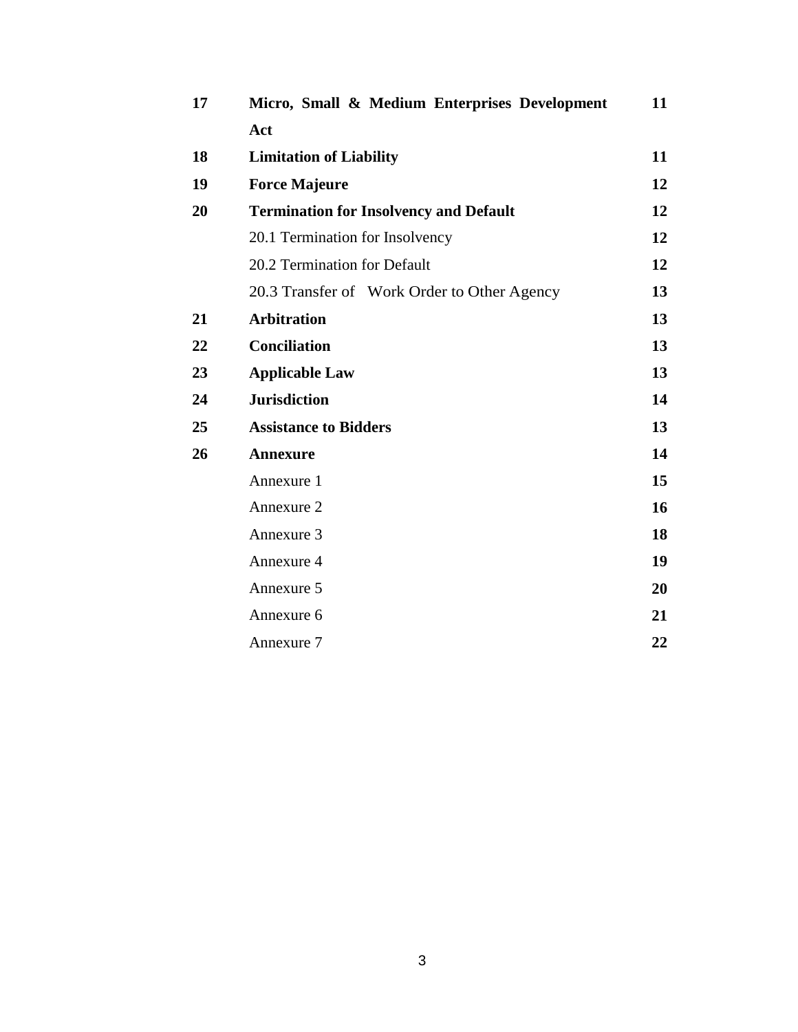| | | |
|---|---|---|
| **17** | **Micro, Small & Medium Enterprises Development Act** | **11** |
| **18** | **Limitation of Liability** | **11** |
| **19** | **Force Majeure** | **12** |
| **20** | **Termination for Insolvency and Default** | **12** |
| | 20.1 Termination for Insolvency | **12** |
| | 20.2 Termination for Default | **12** |
| | 20.3 Transfer of Work Order to Other Agency | **13** |
| **21** | **Arbitration** | **13** |
| **22** | **Conciliation** | **13** |
| **23** | **Applicable Law** | **13** |
| **24** | **Jurisdiction** | **14** |
| **25** | **Assistance to Bidders** | **13** |
| **26** | **Annexure** | **14** |
| | Annexure 1 | **15** |
| | Annexure 2 | **16** |
| | Annexure 3 | **18** |
| | Annexure 4 | **19** |
| | Annexure 5 | **20** |
| | Annexure 6 | **21** |
| | Annexure 7 | **22** |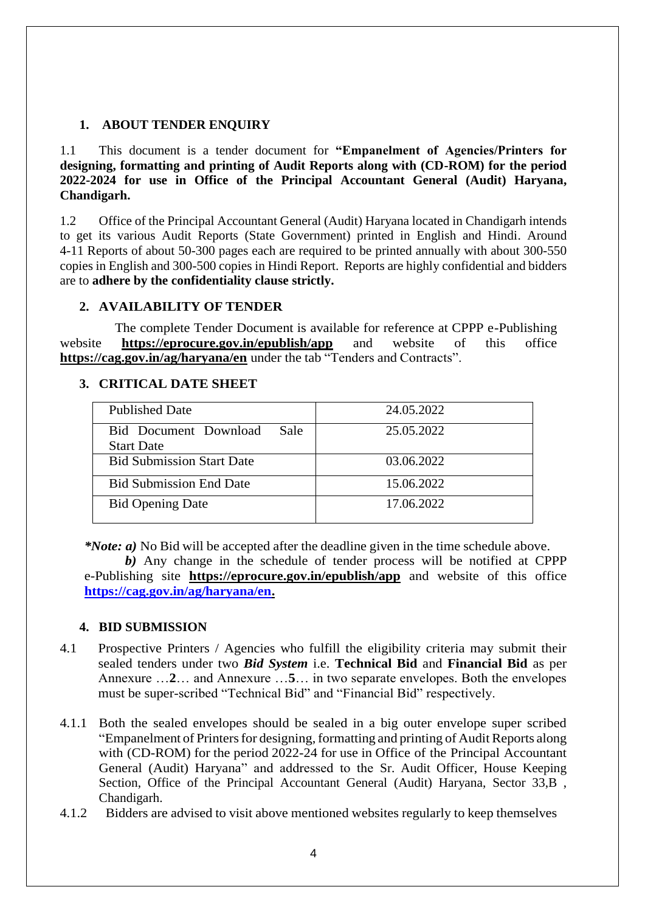## 1. ABOUT TENDER ENQUIRY

1.1 This document is a tender document for **"Empanelment of Agencies/Printers for designing, formatting and printing of Audit Reports along with (CD-ROM) for the period 2022-2024 for use in Office of the Principal Accountant General (Audit) Haryana, Chandigarh.**

1.2 Office of the Principal Accountant General (Audit) Haryana located in Chandigarh intends to get its various Audit Reports (State Government) printed in English and Hindi. Around 4-11 Reports of about 50-300 pages each are required to be printed annually with about 300-550 copies in English and 300-500 copies in Hindi Report. Reports are highly confidential and bidders are to **adhere by the confidentiality clause strictly.**

## 2. AVAILABILITY OF TENDER

The complete Tender Document is available for reference at CPPP e-Publishing website **https://eprocure.gov.in/epublish/app** and website of this office **https://cag.gov.in/ag/haryana/en** under the tab "Tenders and Contracts".

## 3. CRITICAL DATE SHEET

| | |
|---|---|
| Published Date | 24.05.2022 |
| Bid Document Download Sale Start Date | 25.05.2022 |
| Bid Submission Start Date | 03.06.2022 |
| Bid Submission End Date | 15.06.2022 |
| Bid Opening Date | 17.06.2022 |

***Note: a)** No Bid will be accepted after the deadline given in the time schedule above.

***b)*** Any change in the schedule of tender process will be notified at CPPP e-Publishing site **https://eprocure.gov.in/epublish/app** and website of this office **https://cag.gov.in/ag/haryana/en.**

## 4. BID SUBMISSION

4.1 Prospective Printers / Agencies who fulfill the eligibility criteria may submit their sealed tenders under two ***Bid System*** i.e. **Technical Bid** and **Financial Bid** as per Annexure …**2**… and Annexure …**5**… in two separate envelopes. Both the envelopes must be super-scribed "Technical Bid" and "Financial Bid" respectively.

4.1.1 Both the sealed envelopes should be sealed in a big outer envelope super scribed "Empanelment of Printers for designing, formatting and printing of Audit Reports along with (CD-ROM) for the period 2022-24 for use in Office of the Principal Accountant General (Audit) Haryana" and addressed to the Sr. Audit Officer, House Keeping Section, Office of the Principal Accountant General (Audit) Haryana, Sector 33,B , Chandigarh.

4.1.2 Bidders are advised to visit above mentioned websites regularly to keep themselves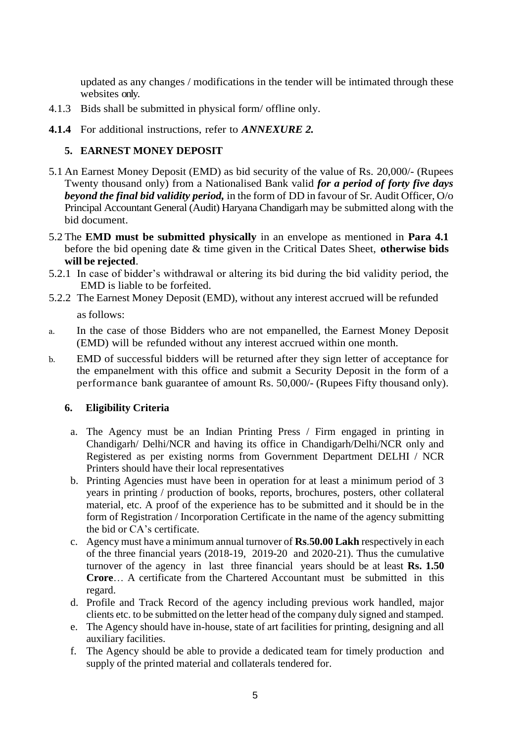updated as any changes / modifications in the tender will be intimated through these websites only.

4.1.3 Bids shall be submitted in physical form/ offline only.

**4.1.4** For additional instructions, refer to ***ANNEXURE 2.***

### 5. EARNEST MONEY DEPOSIT

5.1 An Earnest Money Deposit (EMD) as bid security of the value of Rs. 20,000/- (Rupees Twenty thousand only) from a Nationalised Bank valid ***for a period of forty five days beyond the final bid validity period,*** in the form of DD in favour of Sr. Audit Officer, O/o Principal Accountant General (Audit) Haryana Chandigarh may be submitted along with the bid document.

5.2 The **EMD must be submitted physically** in an envelope as mentioned in **Para 4.1** before the bid opening date & time given in the Critical Dates Sheet, **otherwise bids will be rejected**.

5.2.1 In case of bidder's withdrawal or altering its bid during the bid validity period, the EMD is liable to be forfeited.

5.2.2 The Earnest Money Deposit (EMD), without any interest accrued will be refunded as follows:

a. In the case of those Bidders who are not empanelled, the Earnest Money Deposit (EMD) will be refunded without any interest accrued within one month.

b. EMD of successful bidders will be returned after they sign letter of acceptance for the empanelment with this office and submit a Security Deposit in the form of a performance bank guarantee of amount Rs. 50,000/- (Rupees Fifty thousand only).

### 6. Eligibility Criteria

a. The Agency must be an Indian Printing Press / Firm engaged in printing in Chandigarh/ Delhi/NCR and having its office in Chandigarh/Delhi/NCR only and Registered as per existing norms from Government Department DELHI / NCR Printers should have their local representatives

b. Printing Agencies must have been in operation for at least a minimum period of 3 years in printing / production of books, reports, brochures, posters, other collateral material, etc. A proof of the experience has to be submitted and it should be in the form of Registration / Incorporation Certificate in the name of the agency submitting the bid or CA's certificate.

c. Agency must have a minimum annual turnover of **Rs**.**50.00 Lakh** respectively in each of the three financial years (2018-19, 2019-20 and 2020-21). Thus the cumulative turnover of the agency in last three financial years should be at least **Rs. 1.50 Crore**… A certificate from the Chartered Accountant must be submitted in this regard.

d. Profile and Track Record of the agency including previous work handled, major clients etc. to be submitted on the letter head of the company duly signed and stamped.

e. The Agency should have in-house, state of art facilities for printing, designing and all auxiliary facilities.

f. The Agency should be able to provide a dedicated team for timely production and supply of the printed material and collaterals tendered for.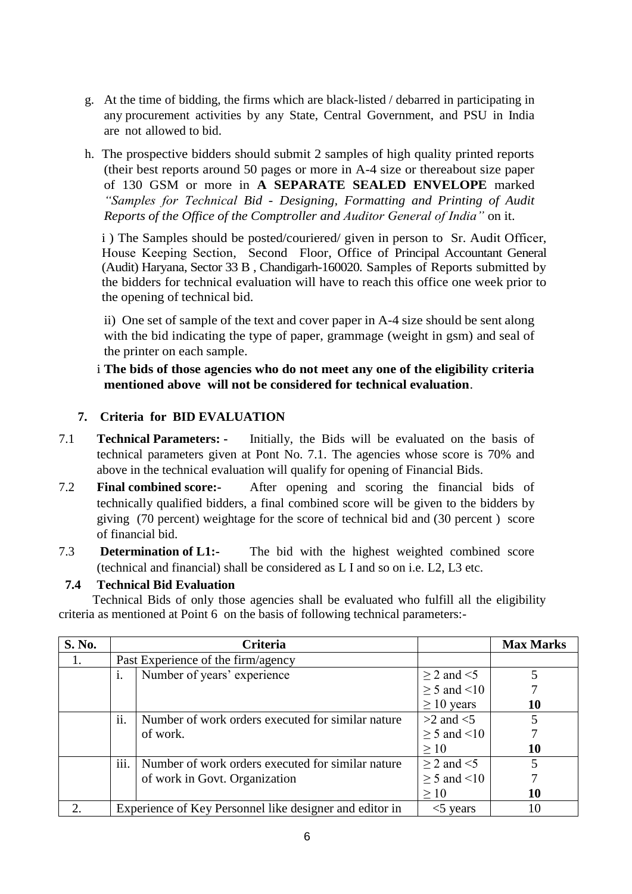g. At the time of bidding, the firms which are black-listed / debarred in participating in any procurement activities by any State, Central Government, and PSU in India are not allowed to bid.

h. The prospective bidders should submit 2 samples of high quality printed reports (their best reports around 50 pages or more in A-4 size or thereabout size paper of 130 GSM or more in **A SEPARATE SEALED ENVELOPE** marked *"Samples for Technical Bid - Designing, Formatting and Printing of Audit Reports of the Office of the Comptroller and Auditor General of India"* on it.

i ) The Samples should be posted/couriered/ given in person to Sr. Audit Officer, House Keeping Section, Second Floor, Office of Principal Accountant General (Audit) Haryana, Sector 33 B , Chandigarh-160020. Samples of Reports submitted by the bidders for technical evaluation will have to reach this office one week prior to the opening of technical bid.

ii) One set of sample of the text and cover paper in A-4 size should be sent along with the bid indicating the type of paper, grammage (weight in gsm) and seal of the printer on each sample.

i **The bids of those agencies who do not meet any one of the eligibility criteria mentioned above will not be considered for technical evaluation**.

## 7. Criteria for BID EVALUATION

7.1 **Technical Parameters: -** Initially, the Bids will be evaluated on the basis of technical parameters given at Pont No. 7.1. The agencies whose score is 70% and above in the technical evaluation will qualify for opening of Financial Bids.

7.2 **Final combined score:-** After opening and scoring the financial bids of technically qualified bidders, a final combined score will be given to the bidders by giving (70 percent) weightage for the score of technical bid and (30 percent ) score of financial bid.

7.3 **Determination of L1:-** The bid with the highest weighted combined score (technical and financial) shall be considered as L I and so on i.e. L2, L3 etc.

### 7.4 Technical Bid Evaluation

Technical Bids of only those agencies shall be evaluated who fulfill all the eligibility criteria as mentioned at Point 6 on the basis of following technical parameters:-

| S. No. | Criteria | | | Max Marks |
|---|---|---|---|---|
| 1. | Past Experience of the firm/agency | | | |
| | i. | Number of years' experience | ≥ 2 and <5 | 5 |
| | | | ≥ 5 and <10 | 7 |
| | | | ≥ 10 years | **10** |
| | ii. | Number of work orders executed for similar nature of work. | >2 and <5 | 5 |
| | | | ≥ 5 and <10 | 7 |
| | | | ≥ 10 | **10** |
| | iii. | Number of work orders executed for similar nature of work in Govt. Organization | ≥ 2 and <5 | 5 |
| | | | ≥ 5 and <10 | 7 |
| | | | ≥ 10 | **10** |
| 2. | Experience of Key Personnel like designer and editor in | | <5 years | 10 |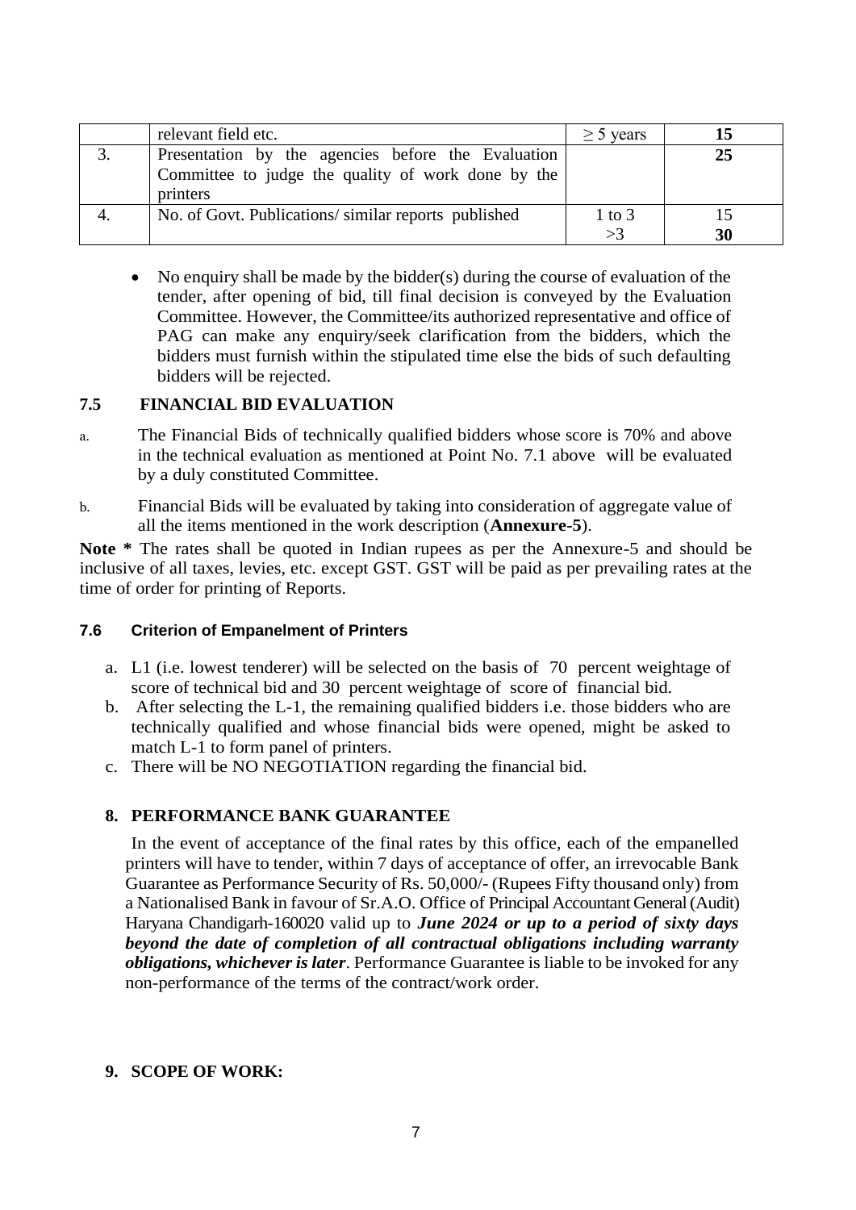| | | | |
|---|---|---|---|
| | relevant field etc. | ≥ 5 years | **15** |
| 3. | Presentation by the agencies before the Evaluation Committee to judge the quality of work done by the printers | | **25** |
| 4. | No. of Govt. Publications/ similar reports published | 1 to 3<br>>3 | 15<br>**30** |

- No enquiry shall be made by the bidder(s) during the course of evaluation of the tender, after opening of bid, till final decision is conveyed by the Evaluation Committee. However, the Committee/its authorized representative and office of PAG can make any enquiry/seek clarification from the bidders, which the bidders must furnish within the stipulated time else the bids of such defaulting bidders will be rejected.

### 7.5 FINANCIAL BID EVALUATION

a. The Financial Bids of technically qualified bidders whose score is 70% and above in the technical evaluation as mentioned at Point No. 7.1 above will be evaluated by a duly constituted Committee.

b. Financial Bids will be evaluated by taking into consideration of aggregate value of all the items mentioned in the work description (**Annexure-5**).

**Note *** The rates shall be quoted in Indian rupees as per the Annexure-5 and should be inclusive of all taxes, levies, etc. except GST. GST will be paid as per prevailing rates at the time of order for printing of Reports.

### 7.6 Criterion of Empanelment of Printers

a. L1 (i.e. lowest tenderer) will be selected on the basis of 70 percent weightage of score of technical bid and 30 percent weightage of score of financial bid.
b. After selecting the L-1, the remaining qualified bidders i.e. those bidders who are technically qualified and whose financial bids were opened, might be asked to match L-1 to form panel of printers.
c. There will be NO NEGOTIATION regarding the financial bid.

## 8. PERFORMANCE BANK GUARANTEE

In the event of acceptance of the final rates by this office, each of the empanelled printers will have to tender, within 7 days of acceptance of offer, an irrevocable Bank Guarantee as Performance Security of Rs. 50,000/- (Rupees Fifty thousand only) from a Nationalised Bank in favour of Sr.A.O. Office of Principal Accountant General (Audit) Haryana Chandigarh-160020 valid up to ***June 2024 or up to a period of sixty days beyond the date of completion of all contractual obligations including warranty obligations, whichever is later***. Performance Guarantee is liable to be invoked for any non-performance of the terms of the contract/work order.

## 9. SCOPE OF WORK: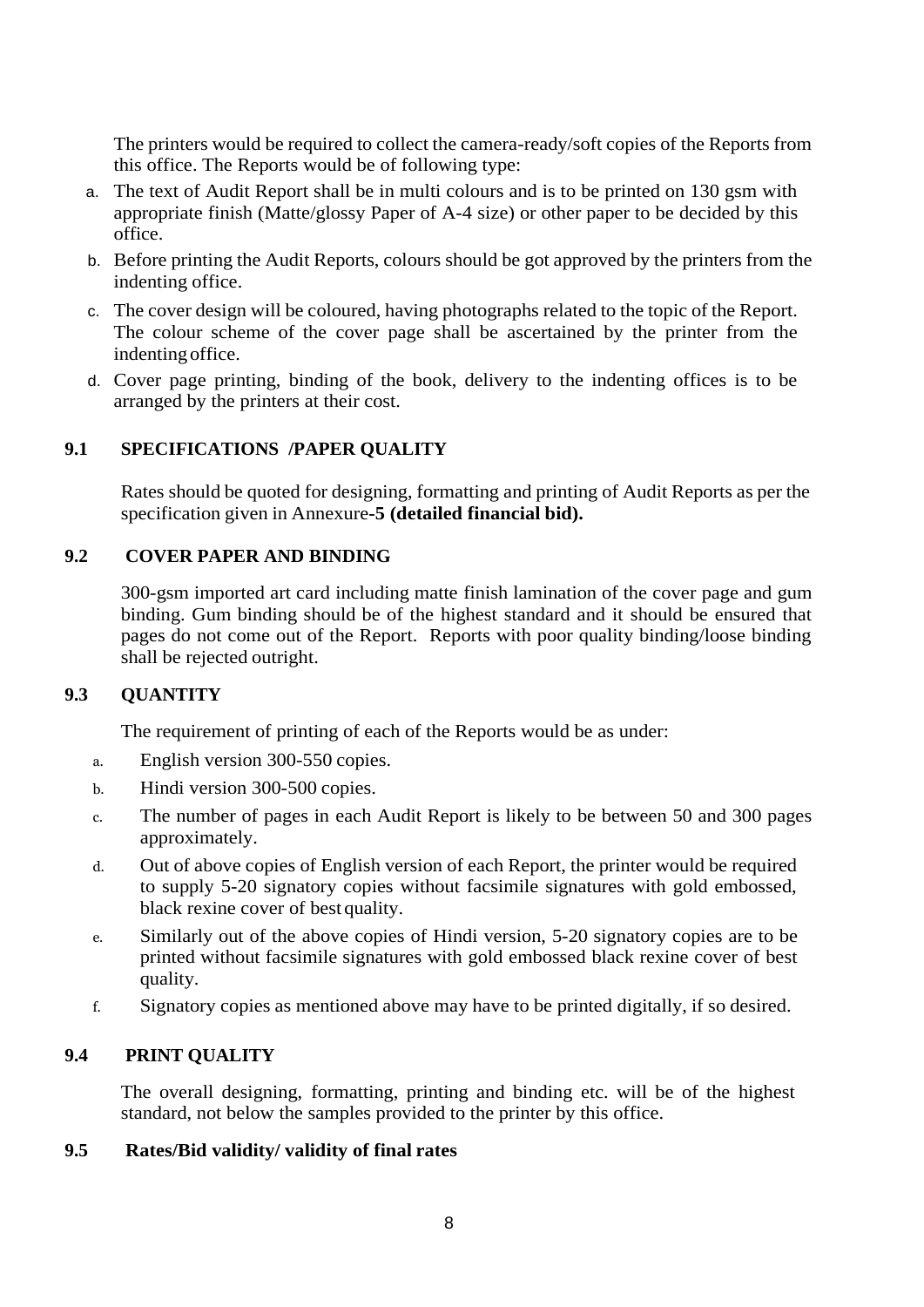The printers would be required to collect the camera-ready/soft copies of the Reports from this office. The Reports would be of following type:

a. The text of Audit Report shall be in multi colours and is to be printed on 130 gsm with appropriate finish (Matte/glossy Paper of A-4 size) or other paper to be decided by this office.
b. Before printing the Audit Reports, colours should be got approved by the printers from the indenting office.
c. The cover design will be coloured, having photographs related to the topic of the Report. The colour scheme of the cover page shall be ascertained by the printer from the indenting office.
d. Cover page printing, binding of the book, delivery to the indenting offices is to be arranged by the printers at their cost.

### 9.1 SPECIFICATIONS /PAPER QUALITY

Rates should be quoted for designing, formatting and printing of Audit Reports as per the specification given in Annexure**-5 (detailed financial bid).**

### 9.2 COVER PAPER AND BINDING

300-gsm imported art card including matte finish lamination of the cover page and gum binding. Gum binding should be of the highest standard and it should be ensured that pages do not come out of the Report. Reports with poor quality binding/loose binding shall be rejected outright.

### 9.3 QUANTITY

The requirement of printing of each of the Reports would be as under:

a. English version 300-550 copies.
b. Hindi version 300-500 copies.
c. The number of pages in each Audit Report is likely to be between 50 and 300 pages approximately.
d. Out of above copies of English version of each Report, the printer would be required to supply 5-20 signatory copies without facsimile signatures with gold embossed, black rexine cover of best quality.
e. Similarly out of the above copies of Hindi version, 5-20 signatory copies are to be printed without facsimile signatures with gold embossed black rexine cover of best quality.
f. Signatory copies as mentioned above may have to be printed digitally, if so desired.

### 9.4 PRINT QUALITY

The overall designing, formatting, printing and binding etc. will be of the highest standard, not below the samples provided to the printer by this office.

### 9.5 Rates/Bid validity/ validity of final rates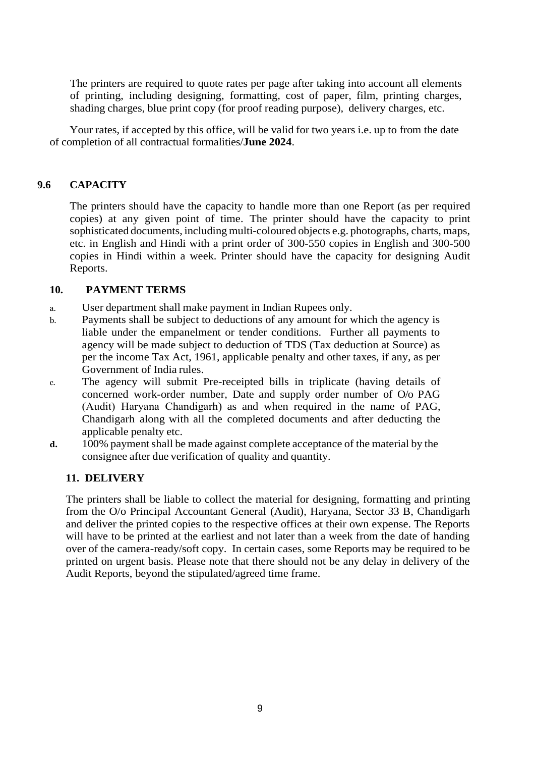The printers are required to quote rates per page after taking into account all elements of printing, including designing, formatting, cost of paper, film, printing charges, shading charges, blue print copy (for proof reading purpose), delivery charges, etc.

Your rates, if accepted by this office, will be valid for two years i.e. up to from the date of completion of all contractual formalities/**June 2024**.

## 9.6 CAPACITY

The printers should have the capacity to handle more than one Report (as per required copies) at any given point of time. The printer should have the capacity to print sophisticated documents, including multi-coloured objects e.g. photographs, charts, maps, etc. in English and Hindi with a print order of 300-550 copies in English and 300-500 copies in Hindi within a week. Printer should have the capacity for designing Audit Reports.

## 10. PAYMENT TERMS

a. User department shall make payment in Indian Rupees only.

b. Payments shall be subject to deductions of any amount for which the agency is liable under the empanelment or tender conditions. Further all payments to agency will be made subject to deduction of TDS (Tax deduction at Source) as per the income Tax Act, 1961, applicable penalty and other taxes, if any, as per Government of India rules.

c. The agency will submit Pre-receipted bills in triplicate (having details of concerned work-order number, Date and supply order number of O/o PAG (Audit) Haryana Chandigarh) as and when required in the name of PAG, Chandigarh along with all the completed documents and after deducting the applicable penalty etc.

**d.** 100% payment shall be made against complete acceptance of the material by the consignee after due verification of quality and quantity.

## 11. DELIVERY

The printers shall be liable to collect the material for designing, formatting and printing from the O/o Principal Accountant General (Audit), Haryana, Sector 33 B, Chandigarh and deliver the printed copies to the respective offices at their own expense. The Reports will have to be printed at the earliest and not later than a week from the date of handing over of the camera-ready/soft copy. In certain cases, some Reports may be required to be printed on urgent basis. Please note that there should not be any delay in delivery of the Audit Reports, beyond the stipulated/agreed time frame.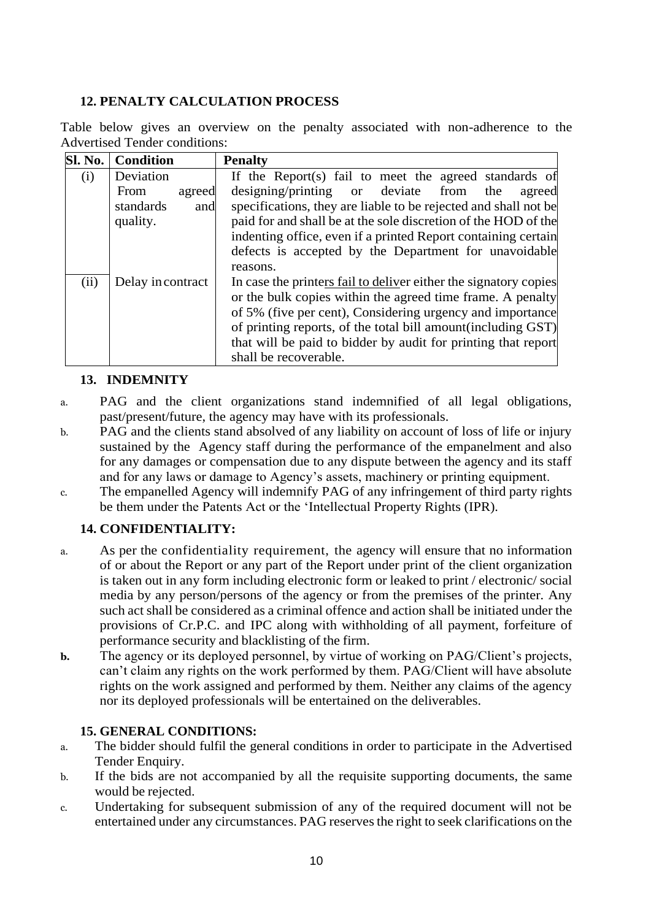### 12. PENALTY CALCULATION PROCESS

Table below gives an overview on the penalty associated with non-adherence to the Advertised Tender conditions:

| Sl. No. | Condition | Penalty |
|---|---|---|
| (i) | Deviation From agreed standards and quality. | If the Report(s) fail to meet the agreed standards of designing/printing or deviate from the agreed specifications, they are liable to be rejected and shall not be paid for and shall be at the sole discretion of the HOD of the indenting office, even if a printed Report containing certain defects is accepted by the Department for unavoidable reasons. |
| (ii) | Delay in contract | In case the printers fail to deliver either the signatory copies or the bulk copies within the agreed time frame. A penalty of 5% (five per cent), Considering urgency and importance of printing reports, of the total bill amount(including GST) that will be paid to bidder by audit for printing that report shall be recoverable. |

### 13. INDEMNITY

a. PAG and the client organizations stand indemnified of all legal obligations, past/present/future, the agency may have with its professionals.

b. PAG and the clients stand absolved of any liability on account of loss of life or injury sustained by the Agency staff during the performance of the empanelment and also for any damages or compensation due to any dispute between the agency and its staff and for any laws or damage to Agency's assets, machinery or printing equipment.

c. The empanelled Agency will indemnify PAG of any infringement of third party rights be them under the Patents Act or the 'Intellectual Property Rights (IPR).

### 14. CONFIDENTIALITY:

a. As per the confidentiality requirement, the agency will ensure that no information of or about the Report or any part of the Report under print of the client organization is taken out in any form including electronic form or leaked to print / electronic/ social media by any person/persons of the agency or from the premises of the printer. Any such act shall be considered as a criminal offence and action shall be initiated under the provisions of Cr.P.C. and IPC along with withholding of all payment, forfeiture of performance security and blacklisting of the firm.

**b.** The agency or its deployed personnel, by virtue of working on PAG/Client's projects, can't claim any rights on the work performed by them. PAG/Client will have absolute rights on the work assigned and performed by them. Neither any claims of the agency nor its deployed professionals will be entertained on the deliverables.

### 15. GENERAL CONDITIONS:

a. The bidder should fulfil the general conditions in order to participate in the Advertised Tender Enquiry.

b. If the bids are not accompanied by all the requisite supporting documents, the same would be rejected.

c. Undertaking for subsequent submission of any of the required document will not be entertained under any circumstances. PAG reserves the right to seek clarifications on the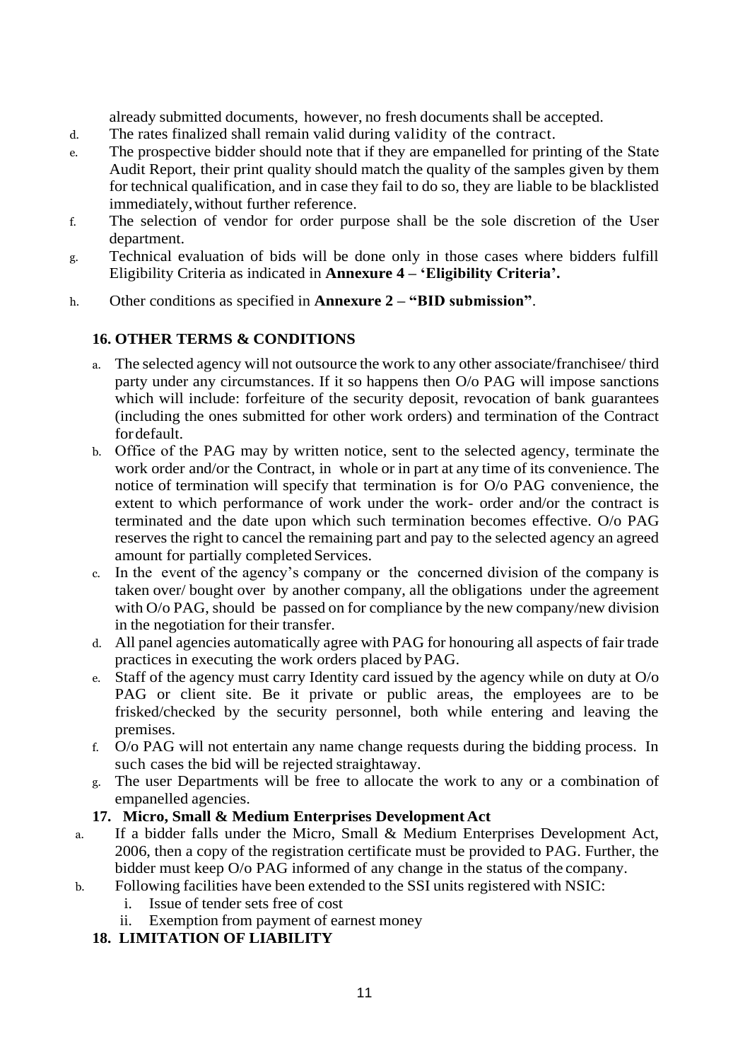already submitted documents, however, no fresh documents shall be accepted.

d. The rates finalized shall remain valid during validity of the contract.
e. The prospective bidder should note that if they are empanelled for printing of the State Audit Report, their print quality should match the quality of the samples given by them for technical qualification, and in case they fail to do so, they are liable to be blacklisted immediately, without further reference.
f. The selection of vendor for order purpose shall be the sole discretion of the User department.
g. Technical evaluation of bids will be done only in those cases where bidders fulfill Eligibility Criteria as indicated in **Annexure 4 – 'Eligibility Criteria'.**
h. Other conditions as specified in **Annexure 2 – "BID submission"**.

**16. OTHER TERMS & CONDITIONS**

a. The selected agency will not outsource the work to any other associate/franchisee/ third party under any circumstances. If it so happens then O/o PAG will impose sanctions which will include: forfeiture of the security deposit, revocation of bank guarantees (including the ones submitted for other work orders) and termination of the Contract for default.
b. Office of the PAG may by written notice, sent to the selected agency, terminate the work order and/or the Contract, in whole or in part at any time of its convenience. The notice of termination will specify that termination is for O/o PAG convenience, the extent to which performance of work under the work- order and/or the contract is terminated and the date upon which such termination becomes effective. O/o PAG reserves the right to cancel the remaining part and pay to the selected agency an agreed amount for partially completed Services.
c. In the event of the agency's company or the concerned division of the company is taken over/ bought over by another company, all the obligations under the agreement with O/o PAG, should be passed on for compliance by the new company/new division in the negotiation for their transfer.
d. All panel agencies automatically agree with PAG for honouring all aspects of fair trade practices in executing the work orders placed by PAG.
e. Staff of the agency must carry Identity card issued by the agency while on duty at O/o PAG or client site. Be it private or public areas, the employees are to be frisked/checked by the security personnel, both while entering and leaving the premises.
f. O/o PAG will not entertain any name change requests during the bidding process. In such cases the bid will be rejected straightaway.
g. The user Departments will be free to allocate the work to any or a combination of empanelled agencies.

**17. Micro, Small & Medium Enterprises Development Act**

a. If a bidder falls under the Micro, Small & Medium Enterprises Development Act, 2006, then a copy of the registration certificate must be provided to PAG. Further, the bidder must keep O/o PAG informed of any change in the status of the company.
b. Following facilities have been extended to the SSI units registered with NSIC:
   i. Issue of tender sets free of cost
   ii. Exemption from payment of earnest money

**18. LIMITATION OF LIABILITY**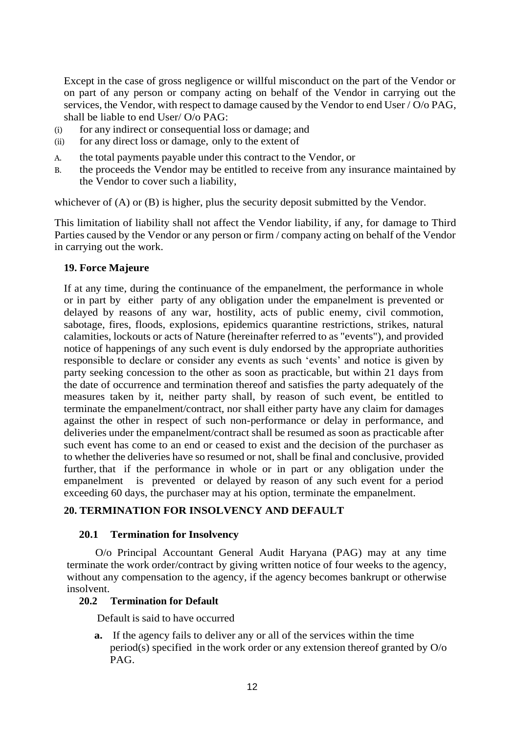Except in the case of gross negligence or willful misconduct on the part of the Vendor or on part of any person or company acting on behalf of the Vendor in carrying out the services, the Vendor, with respect to damage caused by the Vendor to end User / O/o PAG, shall be liable to end User/ O/o PAG:

(i) for any indirect or consequential loss or damage; and
(ii) for any direct loss or damage, only to the extent of

A. the total payments payable under this contract to the Vendor, or
B. the proceeds the Vendor may be entitled to receive from any insurance maintained by the Vendor to cover such a liability,

whichever of (A) or (B) is higher, plus the security deposit submitted by the Vendor.

This limitation of liability shall not affect the Vendor liability, if any, for damage to Third Parties caused by the Vendor or any person or firm / company acting on behalf of the Vendor in carrying out the work.

### 19. Force Majeure

If at any time, during the continuance of the empanelment, the performance in whole or in part by either party of any obligation under the empanelment is prevented or delayed by reasons of any war, hostility, acts of public enemy, civil commotion, sabotage, fires, floods, explosions, epidemics quarantine restrictions, strikes, natural calamities, lockouts or acts of Nature (hereinafter referred to as "events"), and provided notice of happenings of any such event is duly endorsed by the appropriate authorities responsible to declare or consider any events as such 'events' and notice is given by party seeking concession to the other as soon as practicable, but within 21 days from the date of occurrence and termination thereof and satisfies the party adequately of the measures taken by it, neither party shall, by reason of such event, be entitled to terminate the empanelment/contract, nor shall either party have any claim for damages against the other in respect of such non-performance or delay in performance, and deliveries under the empanelment/contract shall be resumed as soon as practicable after such event has come to an end or ceased to exist and the decision of the purchaser as to whether the deliveries have so resumed or not, shall be final and conclusive, provided further, that if the performance in whole or in part or any obligation under the empanelment is prevented or delayed by reason of any such event for a period exceeding 60 days, the purchaser may at his option, terminate the empanelment.

### 20. TERMINATION FOR INSOLVENCY AND DEFAULT

#### 20.1 Termination for Insolvency

O/o Principal Accountant General Audit Haryana (PAG) may at any time terminate the work order/contract by giving written notice of four weeks to the agency, without any compensation to the agency, if the agency becomes bankrupt or otherwise insolvent.

#### 20.2 Termination for Default

Default is said to have occurred

**a.** If the agency fails to deliver any or all of the services within the time period(s) specified in the work order or any extension thereof granted by O/o PAG.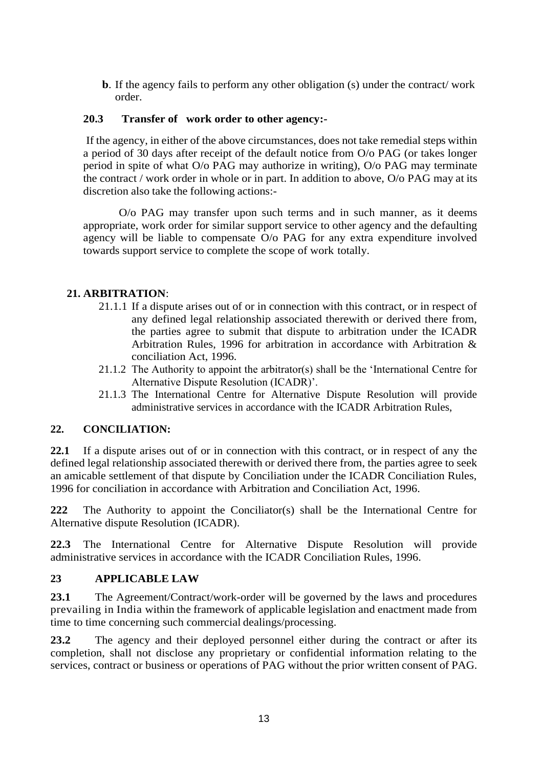**b**. If the agency fails to perform any other obligation (s) under the contract/ work order.

### 20.3 Transfer of work order to other agency:-

If the agency, in either of the above circumstances, does not take remedial steps within a period of 30 days after receipt of the default notice from O/o PAG (or takes longer period in spite of what O/o PAG may authorize in writing), O/o PAG may terminate the contract / work order in whole or in part. In addition to above, O/o PAG may at its discretion also take the following actions:-

O/o PAG may transfer upon such terms and in such manner, as it deems appropriate, work order for similar support service to other agency and the defaulting agency will be liable to compensate O/o PAG for any extra expenditure involved towards support service to complete the scope of work totally.

## 21. ARBITRATION:

21.1.1 If a dispute arises out of or in connection with this contract, or in respect of any defined legal relationship associated therewith or derived there from, the parties agree to submit that dispute to arbitration under the ICADR Arbitration Rules, 1996 for arbitration in accordance with Arbitration & conciliation Act, 1996.

21.1.2 The Authority to appoint the arbitrator(s) shall be the 'International Centre for Alternative Dispute Resolution (ICADR)'.

21.1.3 The International Centre for Alternative Dispute Resolution will provide administrative services in accordance with the ICADR Arbitration Rules,

## 22. CONCILIATION:

**22.1** If a dispute arises out of or in connection with this contract, or in respect of any the defined legal relationship associated therewith or derived there from, the parties agree to seek an amicable settlement of that dispute by Conciliation under the ICADR Conciliation Rules, 1996 for conciliation in accordance with Arbitration and Conciliation Act, 1996.

**222** The Authority to appoint the Conciliator(s) shall be the International Centre for Alternative dispute Resolution (ICADR).

**22.3** The International Centre for Alternative Dispute Resolution will provide administrative services in accordance with the ICADR Conciliation Rules, 1996.

## 23 APPLICABLE LAW

**23.1** The Agreement/Contract/work-order will be governed by the laws and procedures prevailing in India within the framework of applicable legislation and enactment made from time to time concerning such commercial dealings/processing.

**23.2** The agency and their deployed personnel either during the contract or after its completion, shall not disclose any proprietary or confidential information relating to the services, contract or business or operations of PAG without the prior written consent of PAG.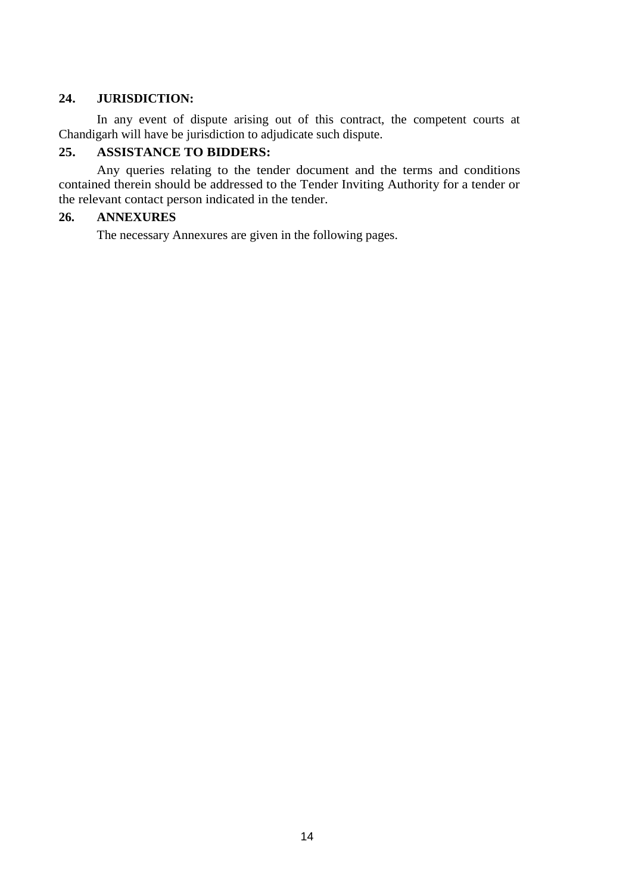## 24. JURISDICTION:

In any event of dispute arising out of this contract, the competent courts at Chandigarh will have be jurisdiction to adjudicate such dispute.

## 25. ASSISTANCE TO BIDDERS:

Any queries relating to the tender document and the terms and conditions contained therein should be addressed to the Tender Inviting Authority for a tender or the relevant contact person indicated in the tender.

## 26. ANNEXURES

The necessary Annexures are given in the following pages.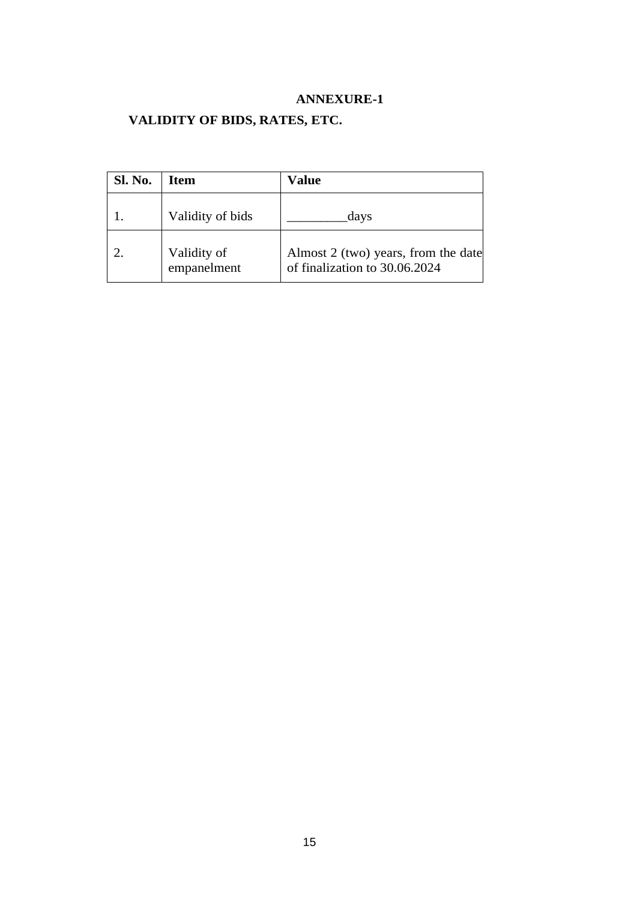# ANNEXURE-1

## VALIDITY OF BIDS, RATES, ETC.

| Sl. No. | Item | Value |
|---|---|---|
| 1. | Validity of bids | _________days |
| 2. | Validity of empanelment | Almost 2 (two) years, from the date of finalization to 30.06.2024 |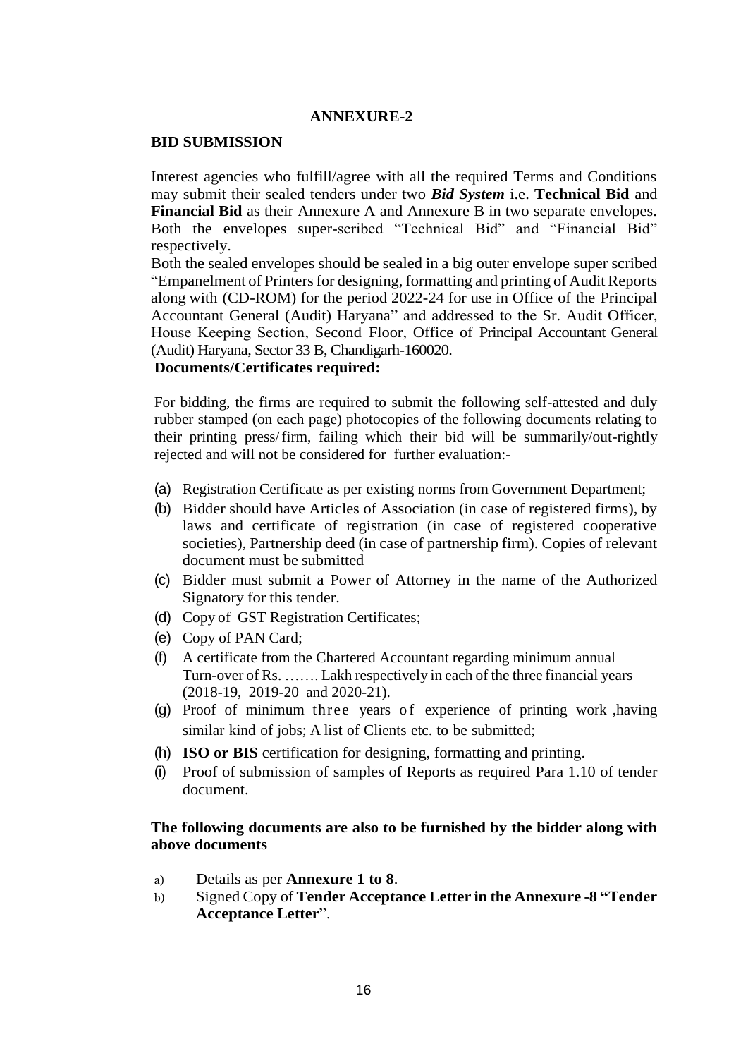## ANNEXURE-2

### BID SUBMISSION

Interest agencies who fulfill/agree with all the required Terms and Conditions may submit their sealed tenders under two ***Bid System*** i.e. **Technical Bid** and **Financial Bid** as their Annexure A and Annexure B in two separate envelopes. Both the envelopes super-scribed "Technical Bid" and "Financial Bid" respectively.

Both the sealed envelopes should be sealed in a big outer envelope super scribed "Empanelment of Printers for designing, formatting and printing of Audit Reports along with (CD-ROM) for the period 2022-24 for use in Office of the Principal Accountant General (Audit) Haryana" and addressed to the Sr. Audit Officer, House Keeping Section, Second Floor, Office of Principal Accountant General (Audit) Haryana, Sector 33 B, Chandigarh-160020.

**Documents/Certificates required:**

For bidding, the firms are required to submit the following self-attested and duly rubber stamped (on each page) photocopies of the following documents relating to their printing press/ firm, failing which their bid will be summarily/out-rightly rejected and will not be considered for further evaluation:-

(a) Registration Certificate as per existing norms from Government Department;
(b) Bidder should have Articles of Association (in case of registered firms), by laws and certificate of registration (in case of registered cooperative societies), Partnership deed (in case of partnership firm). Copies of relevant document must be submitted
(c) Bidder must submit a Power of Attorney in the name of the Authorized Signatory for this tender.
(d) Copy of GST Registration Certificates;
(e) Copy of PAN Card;
(f) A certificate from the Chartered Accountant regarding minimum annual Turn-over of Rs. ……. Lakh respectively in each of the three financial years (2018-19, 2019-20 and 2020-21).
(g) Proof of minimum three years of experience of printing work ,having similar kind of jobs; A list of Clients etc. to be submitted;
(h) **ISO or BIS** certification for designing, formatting and printing.
(i) Proof of submission of samples of Reports as required Para 1.10 of tender document.

**The following documents are also to be furnished by the bidder along with above documents**

a) Details as per **Annexure 1 to 8**.
b) Signed Copy of **Tender Acceptance Letter in the Annexure -8 "Tender Acceptance Letter**".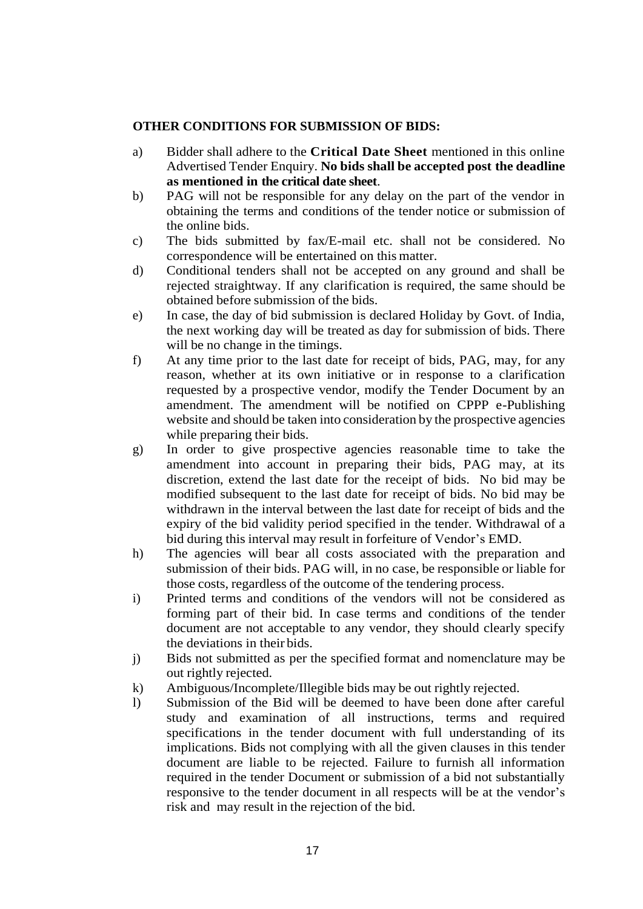**OTHER CONDITIONS FOR SUBMISSION OF BIDS:**

a) Bidder shall adhere to the **Critical Date Sheet** mentioned in this online Advertised Tender Enquiry. **No bids shall be accepted post the deadline as mentioned in the critical date sheet**.

b) PAG will not be responsible for any delay on the part of the vendor in obtaining the terms and conditions of the tender notice or submission of the online bids.

c) The bids submitted by fax/E-mail etc. shall not be considered. No correspondence will be entertained on this matter.

d) Conditional tenders shall not be accepted on any ground and shall be rejected straightway. If any clarification is required, the same should be obtained before submission of the bids.

e) In case, the day of bid submission is declared Holiday by Govt. of India, the next working day will be treated as day for submission of bids. There will be no change in the timings.

f) At any time prior to the last date for receipt of bids, PAG, may, for any reason, whether at its own initiative or in response to a clarification requested by a prospective vendor, modify the Tender Document by an amendment. The amendment will be notified on CPPP e-Publishing website and should be taken into consideration by the prospective agencies while preparing their bids.

g) In order to give prospective agencies reasonable time to take the amendment into account in preparing their bids, PAG may, at its discretion, extend the last date for the receipt of bids. No bid may be modified subsequent to the last date for receipt of bids. No bid may be withdrawn in the interval between the last date for receipt of bids and the expiry of the bid validity period specified in the tender. Withdrawal of a bid during this interval may result in forfeiture of Vendor's EMD.

h) The agencies will bear all costs associated with the preparation and submission of their bids. PAG will, in no case, be responsible or liable for those costs, regardless of the outcome of the tendering process.

i) Printed terms and conditions of the vendors will not be considered as forming part of their bid. In case terms and conditions of the tender document are not acceptable to any vendor, they should clearly specify the deviations in their bids.

j) Bids not submitted as per the specified format and nomenclature may be out rightly rejected.

k) Ambiguous/Incomplete/Illegible bids may be out rightly rejected.

l) Submission of the Bid will be deemed to have been done after careful study and examination of all instructions, terms and required specifications in the tender document with full understanding of its implications. Bids not complying with all the given clauses in this tender document are liable to be rejected. Failure to furnish all information required in the tender Document or submission of a bid not substantially responsive to the tender document in all respects will be at the vendor's risk and may result in the rejection of the bid.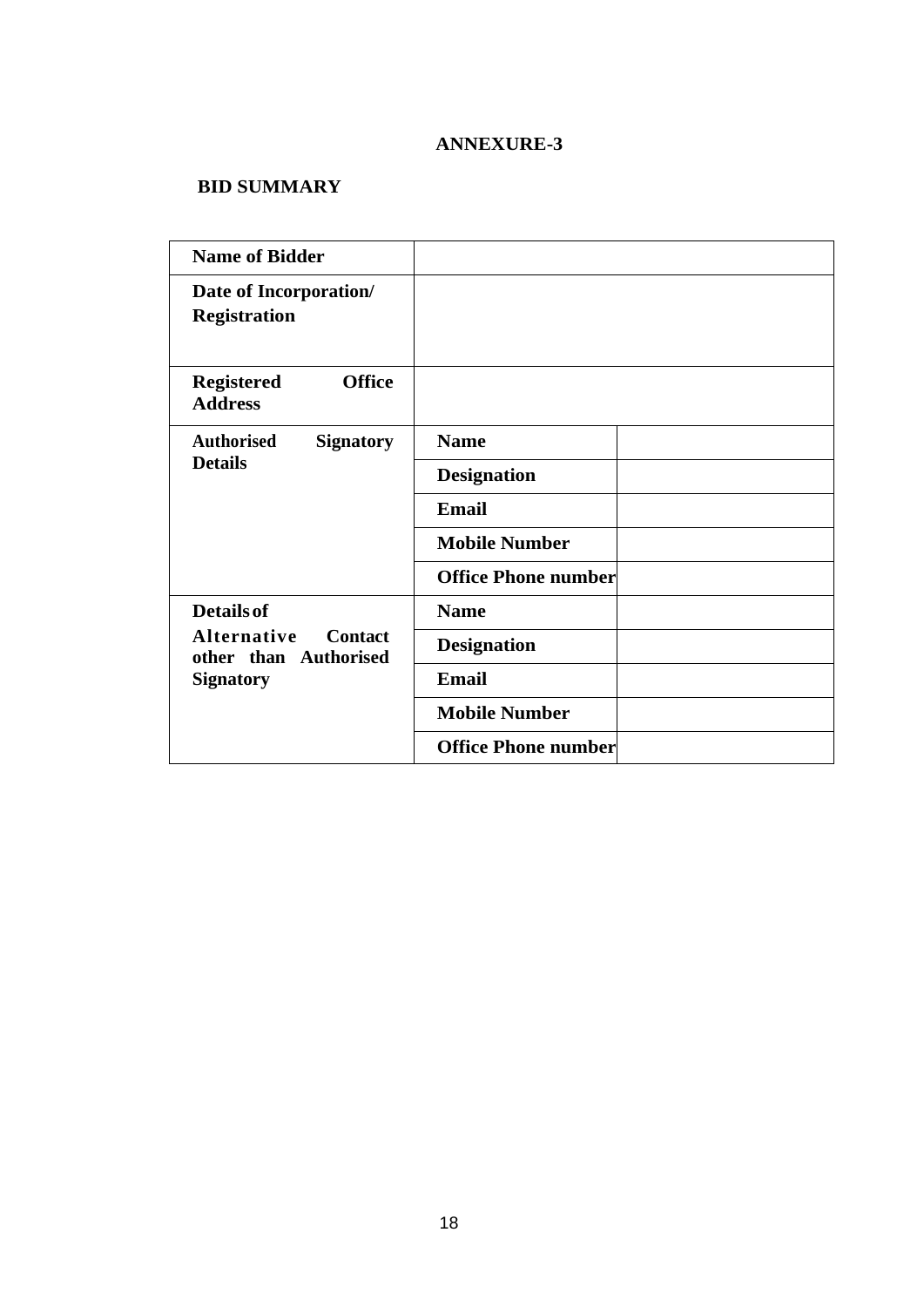**ANNEXURE-3**

**BID SUMMARY**

| | | |
|---|---|---|
| **Name of Bidder** | | |
| **Date of Incorporation/ Registration** | | |
| **Registered Office Address** | | |
| **Authorised Signatory Details** | **Name** | |
| | **Designation** | |
| | **Email** | |
| | **Mobile Number** | |
| | **Office Phone number** | |
| **Details of Alternative Contact other than Authorised Signatory** | **Name** | |
| | **Designation** | |
| | **Email** | |
| | **Mobile Number** | |
| | **Office Phone number** | |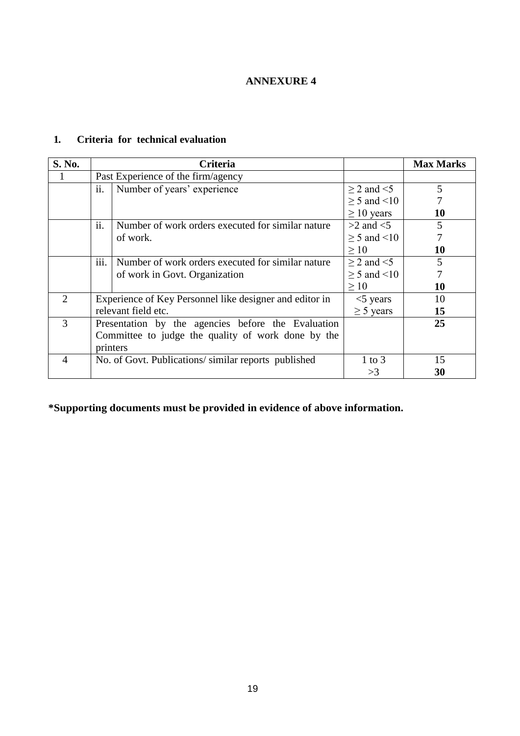## ANNEXURE 4

### 1. Criteria for technical evaluation

| S. No. | Criteria | | | Max Marks |
|---|---|---|---|---|
| 1 | Past Experience of the firm/agency | | | |
| | ii. | Number of years' experience | ≥ 2 and <5<br>≥ 5 and <10<br>≥ 10 years | 5<br>7<br>**10** |
| | ii. | Number of work orders executed for similar nature of work. | >2 and <5<br>≥ 5 and <10<br>≥ 10 | 5<br>7<br>**10** |
| | iii. | Number of work orders executed for similar nature of work in Govt. Organization | ≥ 2 and <5<br>≥ 5 and <10<br>≥ 10 | 5<br>7<br>**10** |
| 2 | Experience of Key Personnel like designer and editor in relevant field etc. | | <5 years<br>≥ 5 years | 10<br>**15** |
| 3 | Presentation by the agencies before the Evaluation Committee to judge the quality of work done by the printers | | | **25** |
| 4 | No. of Govt. Publications/ similar reports published | | 1 to 3<br>>3 | 15<br>**30** |

**\*Supporting documents must be provided in evidence of above information.**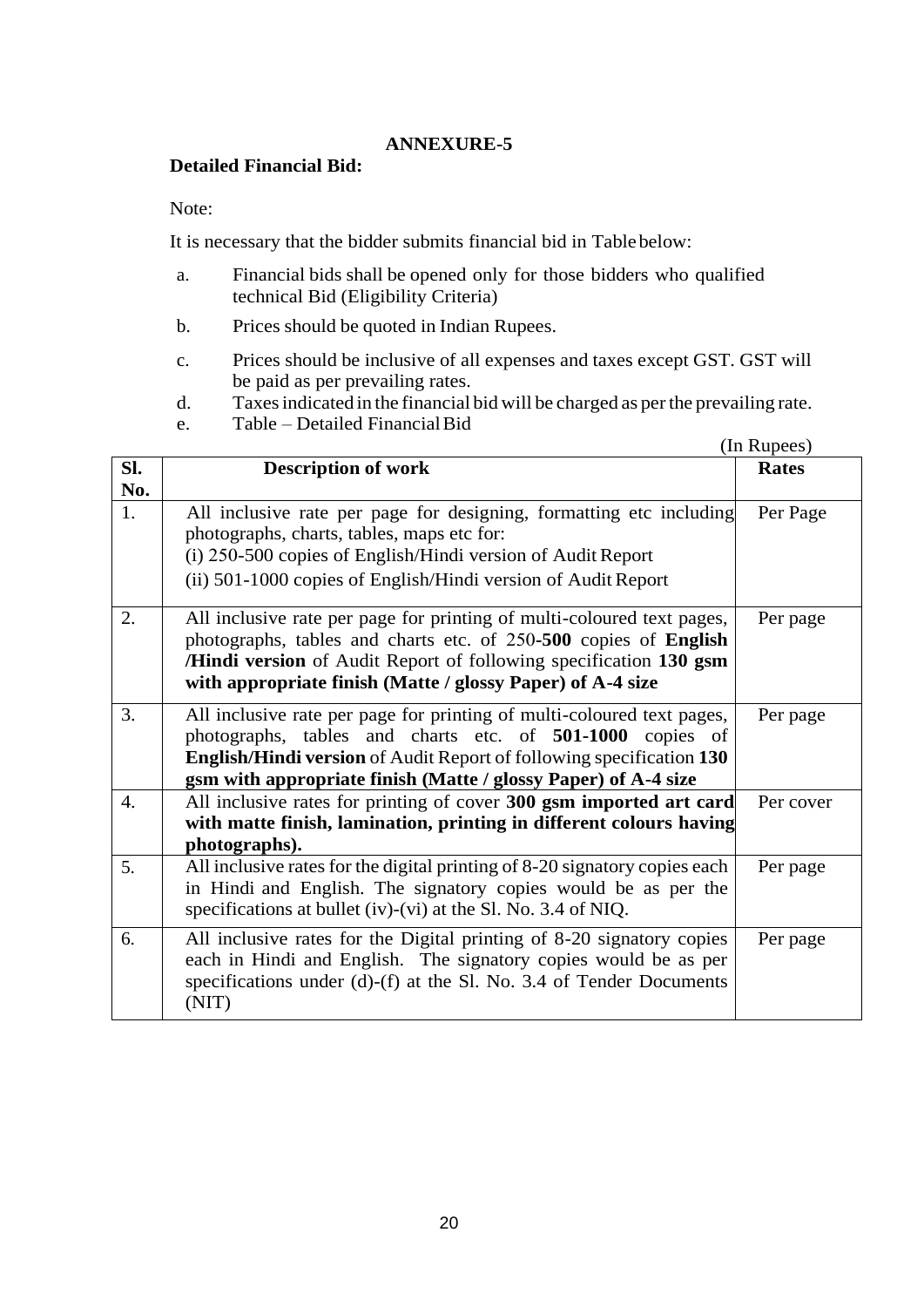# ANNEXURE-5

**Detailed Financial Bid:**

Note:

It is necessary that the bidder submits financial bid in Table below:

a. Financial bids shall be opened only for those bidders who qualified technical Bid (Eligibility Criteria)

b. Prices should be quoted in Indian Rupees.

c. Prices should be inclusive of all expenses and taxes except GST. GST will be paid as per prevailing rates.

d. Taxes indicated in the financial bid will be charged as per the prevailing rate.

e. Table – Detailed Financial Bid

(In Rupees)

| Sl. No. | Description of work | Rates |
|---|---|---|
| 1. | All inclusive rate per page for designing, formatting etc including photographs, charts, tables, maps etc for:<br>(i) 250-500 copies of English/Hindi version of Audit Report<br>(ii) 501-1000 copies of English/Hindi version of Audit Report | Per Page |
| 2. | All inclusive rate per page for printing of multi-coloured text pages, photographs, tables and charts etc. of 250-**500** copies of **English /Hindi version** of Audit Report of following specification **130 gsm with appropriate finish (Matte / glossy Paper) of A-4 size** | Per page |
| 3. | All inclusive rate per page for printing of multi-coloured text pages, photographs, tables and charts etc. of **501-1000** copies of **English/Hindi version** of Audit Report of following specification **130 gsm with appropriate finish (Matte / glossy Paper) of A-4 size** | Per page |
| 4. | All inclusive rates for printing of cover **300 gsm imported art card with matte finish, lamination, printing in different colours having photographs).** | Per cover |
| 5. | All inclusive rates for the digital printing of 8-20 signatory copies each in Hindi and English. The signatory copies would be as per the specifications at bullet (iv)-(vi) at the Sl. No. 3.4 of NIQ. | Per page |
| 6. | All inclusive rates for the Digital printing of 8-20 signatory copies each in Hindi and English. The signatory copies would be as per specifications under (d)-(f) at the Sl. No. 3.4 of Tender Documents (NIT) | Per page |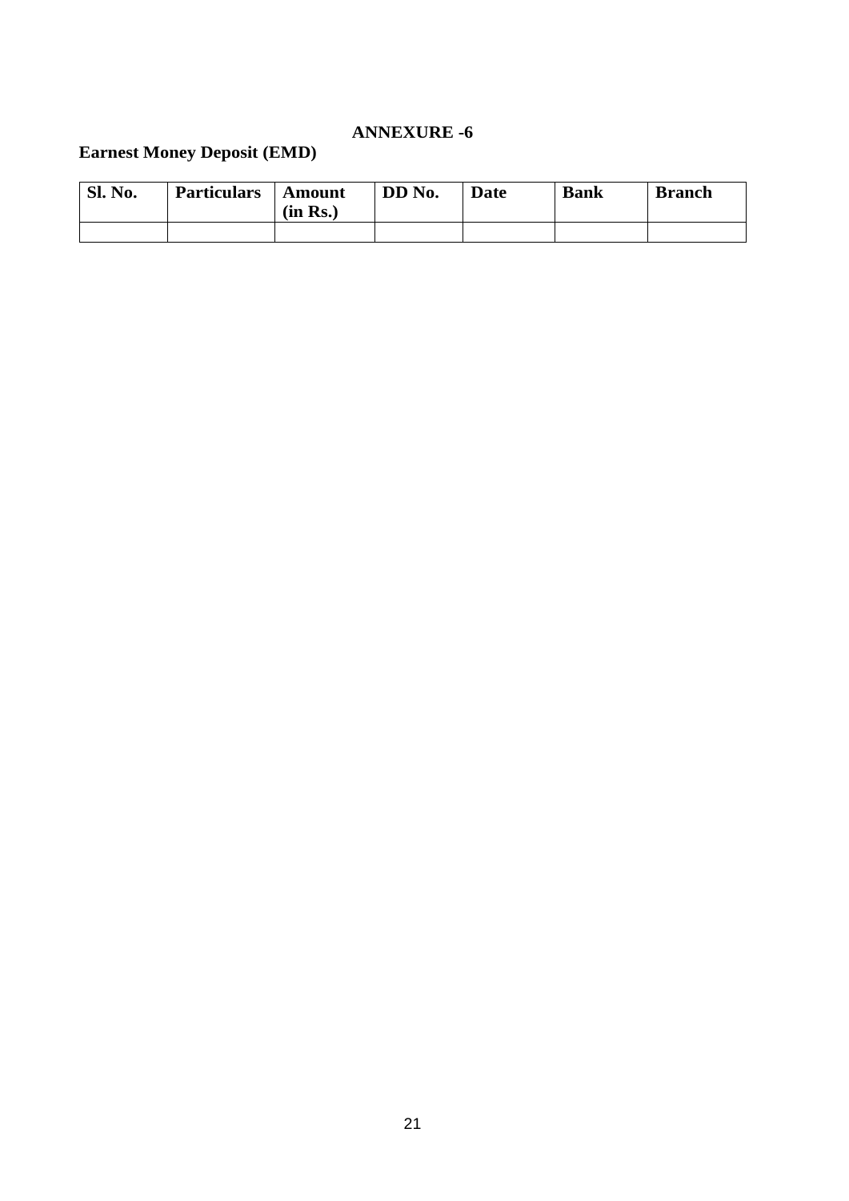# ANNEXURE -6

## Earnest Money Deposit (EMD)

| Sl. No. | Particulars | Amount (in Rs.) | DD No. | Date | Bank | Branch |
|---|---|---|---|---|---|---|
| | | | | | | |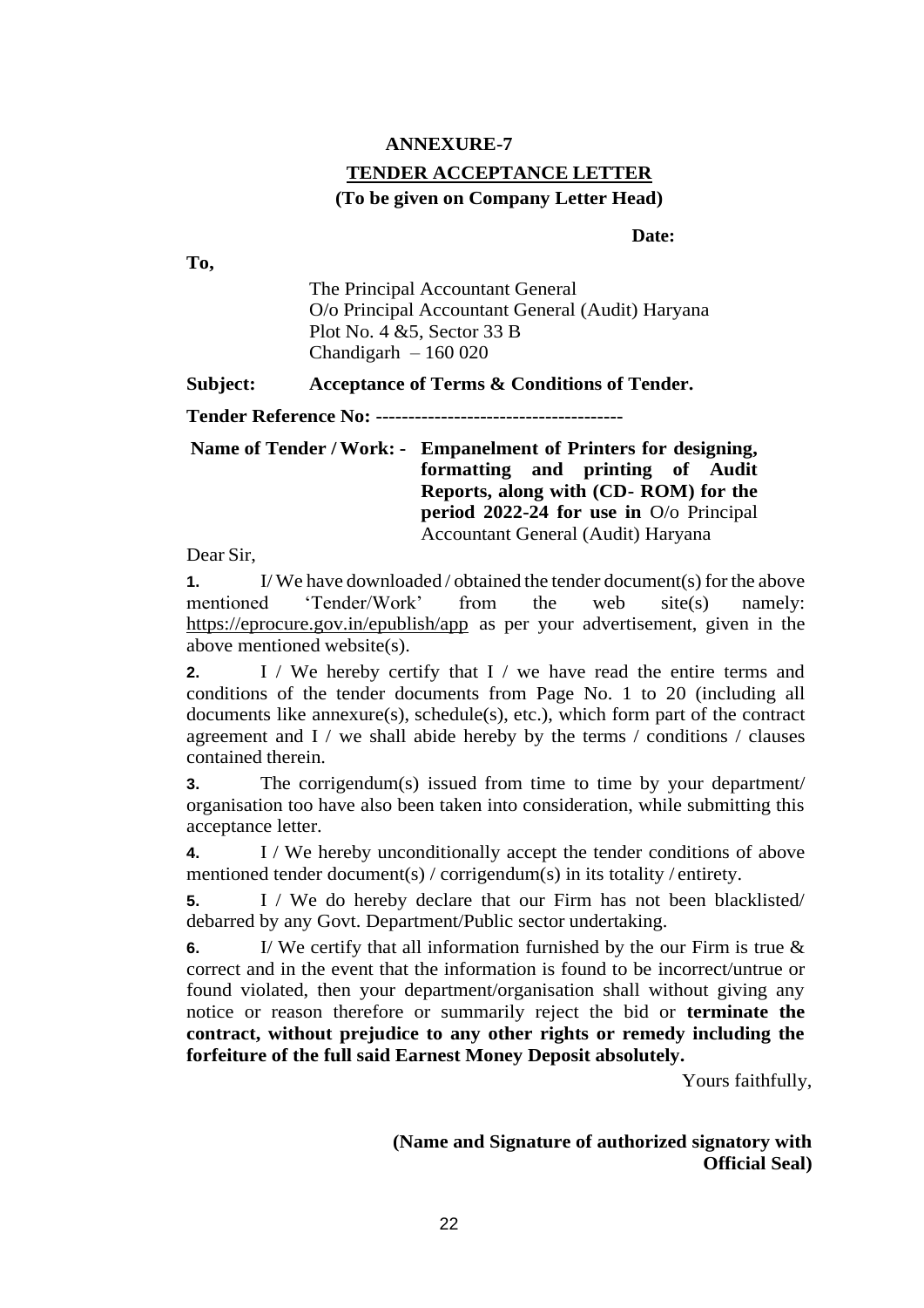**ANNEXURE-7**

**TENDER ACCEPTANCE LETTER**

**(To be given on Company Letter Head)**

**Date:**

**To,**

The Principal Accountant General
O/o Principal Accountant General (Audit) Haryana
Plot No. 4 &5, Sector 33 B
Chandigarh – 160 020

**Subject:** **Acceptance of Terms & Conditions of Tender.**

**Tender Reference No: --------------------------------------**

**Name of Tender / Work: - Empanelment of Printers for designing, formatting and printing of Audit Reports, along with (CD- ROM) for the period 2022-24 for use in** O/o Principal Accountant General (Audit) Haryana

Dear Sir,

**1.** I/ We have downloaded / obtained the tender document(s) for the above mentioned 'Tender/Work' from the web site(s) namely: https://eprocure.gov.in/epublish/app as per your advertisement, given in the above mentioned website(s).

**2.** I / We hereby certify that I / we have read the entire terms and conditions of the tender documents from Page No. 1 to 20 (including all documents like annexure(s), schedule(s), etc.), which form part of the contract agreement and I / we shall abide hereby by the terms / conditions / clauses contained therein.

**3.** The corrigendum(s) issued from time to time by your department/ organisation too have also been taken into consideration, while submitting this acceptance letter.

**4.** I / We hereby unconditionally accept the tender conditions of above mentioned tender document(s) / corrigendum(s) in its totality / entirety.

**5.** I / We do hereby declare that our Firm has not been blacklisted/ debarred by any Govt. Department/Public sector undertaking.

**6.** I/ We certify that all information furnished by the our Firm is true & correct and in the event that the information is found to be incorrect/untrue or found violated, then your department/organisation shall without giving any notice or reason therefore or summarily reject the bid or **terminate the contract, without prejudice to any other rights or remedy including the forfeiture of the full said Earnest Money Deposit absolutely.**

Yours faithfully,

**(Name and Signature of authorized signatory with Official Seal)**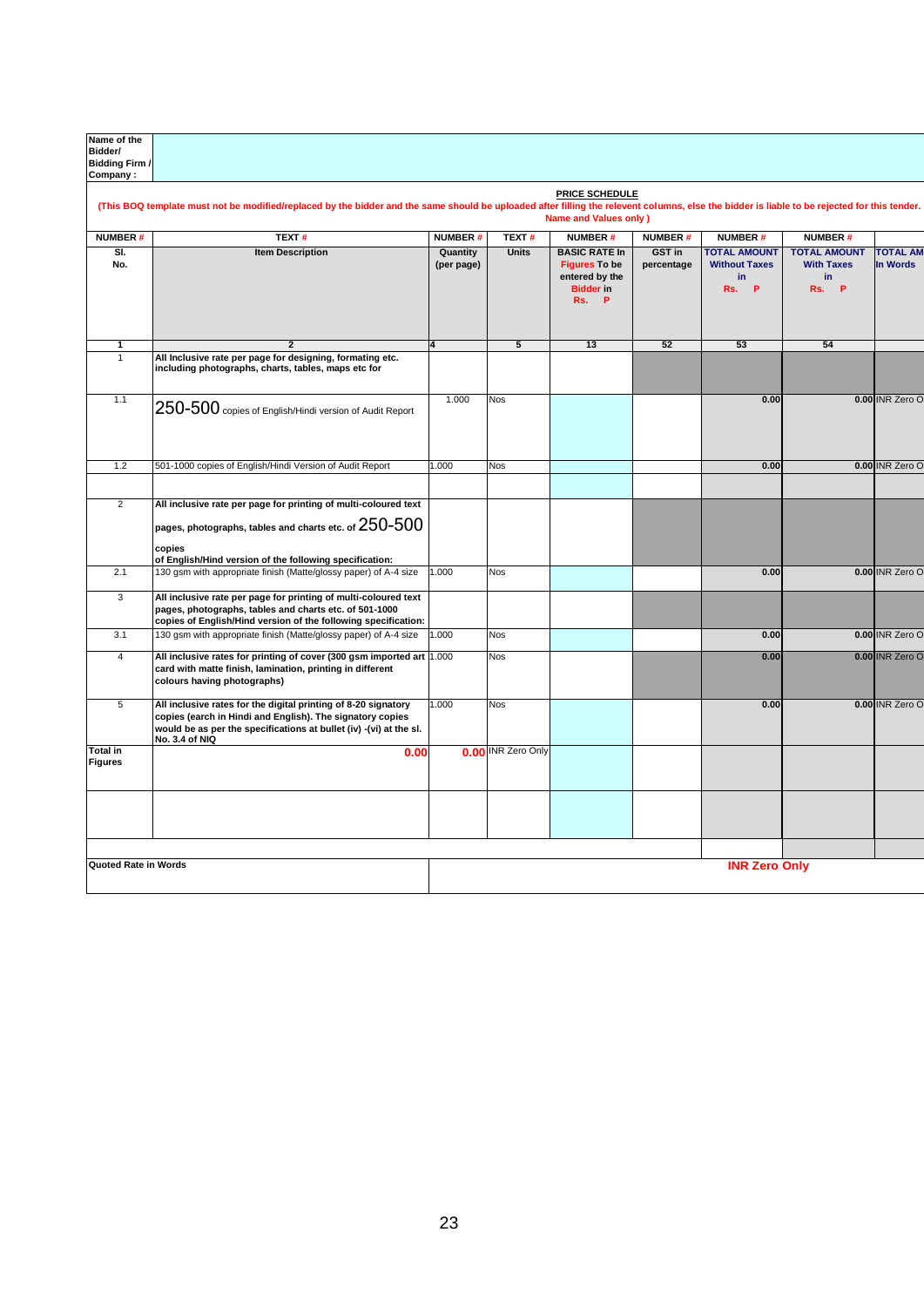| Name of the Bidder/ Bidding Firm / Company : | | | | | | | | |
|---|---|---|---|---|---|---|---|---|

**PRICE SCHEDULE**

(This BOQ template must not be modified/replaced by the bidder and the same should be uploaded after filling the relevent columns, else the bidder is liable to be rejected for this tender. Name and Values only )

| NUMBER # | TEXT # | NUMBER # | TEXT # | NUMBER # | NUMBER # | NUMBER # | NUMBER # | |
|---|---|---|---|---|---|---|---|---|
| Sl. No. | Item Description | Quantity (per page) | Units | BASIC RATE In Figures To be entered by the Bidder in Rs. P | GST in percentage | TOTAL AMOUNT Without Taxes in Rs. P | TOTAL AMOUNT With Taxes in Rs. P | TOTAL AM In Words |
| 1 | 2 | 4 | 5 | 13 | 52 | 53 | 54 | |
| 1 | All Inclusive rate per page for designing, formating etc. including photographs, charts, tables, maps etc for | | | | | | | |
| 1.1 | 250-500 copies of English/Hindi version of Audit Report | 1.000 | Nos | | | 0.00 | 0.00 | INR Zero O |
| 1.2 | 501-1000 copies of English/Hindi Version of Audit Report | 1.000 | Nos | | | 0.00 | 0.00 | INR Zero O |
| | | | | | | | | |
| 2 | All inclusive rate per page for printing of multi-coloured text pages, photographs, tables and charts etc. of 250-500 copies of English/Hind version of the following specification: | | | | | | | |
| 2.1 | 130 gsm with appropriate finish (Matte/glossy paper) of A-4 size | 1.000 | Nos | | | 0.00 | 0.00 | INR Zero O |
| 3 | All inclusive rate per page for printing of multi-coloured text pages, photographs, tables and charts etc. of 501-1000 copies of English/Hind version of the following specification: | | | | | | | |
| 3.1 | 130 gsm with appropriate finish (Matte/glossy paper) of A-4 size | 1.000 | Nos | | | 0.00 | 0.00 | INR Zero O |
| 4 | All inclusive rates for printing of cover (300 gsm imported art card with matte finish, lamination, printing in different colours having photographs) | 1.000 | Nos | | | 0.00 | 0.00 | INR Zero O |
| 5 | All inclusive rates for the digital printing of 8-20 signatory copies (earch in Hindi and English). The signatory copies would be as per the specifications at bullet (iv) -(vi) at the sl. No. 3.4 of NIQ | 1.000 | Nos | | | 0.00 | 0.00 | INR Zero O |
| Total in Figures | 0.00 | 0.00 | INR Zero Only | | | | | |
| | | | | | | | | |
| Quoted Rate in Words | | INR Zero Only | | | | | | |